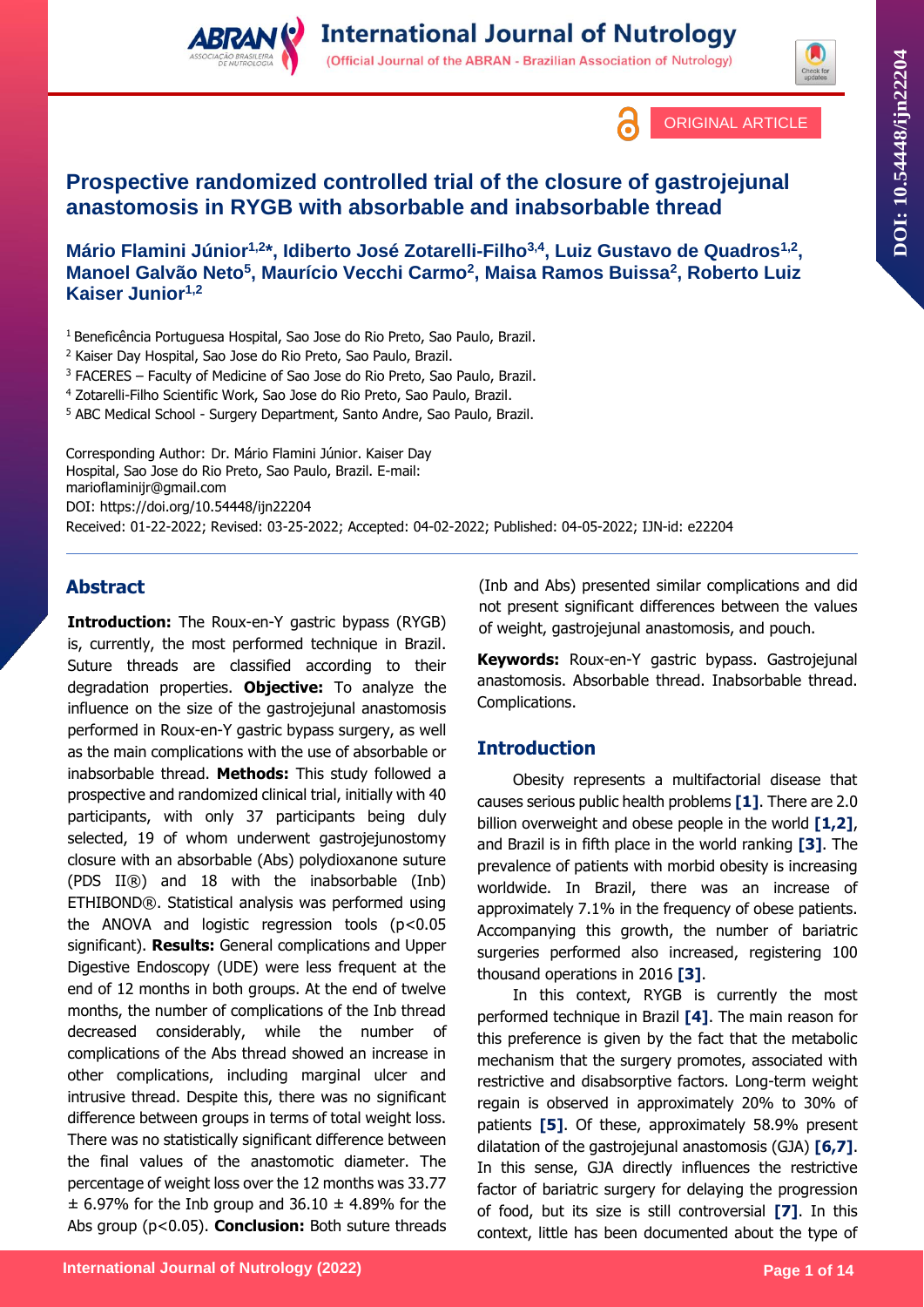ORIGINAL ARTICLE

# Prospective randomized controlled trial of the closure of gastrojejunal anastomosis in RYGB with absorbable and inabsorbable thread

**Mário Flamini Júnior[1,2]*, Idiberto José Zotarelli-Filho[3,4], Luiz Gustavo de Quadros[1,2], Manoel Galvão Neto[5], Maurício Vecchi Carmo[2], Maisa Ramos Buissa[2], Roberto Luiz Kaiser Junior[1,2]**

[1] Beneficência Portuguesa Hospital, Sao Jose do Rio Preto, Sao Paulo, Brazil.
[2] Kaiser Day Hospital, Sao Jose do Rio Preto, Sao Paulo, Brazil.
[3] FACERES – Faculty of Medicine of Sao Jose do Rio Preto, Sao Paulo, Brazil.
[4] Zotarelli-Filho Scientific Work, Sao Jose do Rio Preto, Sao Paulo, Brazil.
[5] ABC Medical School - Surgery Department, Santo Andre, Sao Paulo, Brazil.

Corresponding Author: Dr. Mário Flamini Júnior. Kaiser Day Hospital, Sao Jose do Rio Preto, Sao Paulo, Brazil. E-mail: marioflaminijr@gmail.com
DOI: https://doi.org/10.54448/ijn22204
Received: 01-22-2022; Revised: 03-25-2022; Accepted: 04-02-2022; Published: 04-05-2022; IJN-id: e22204

## Abstract

**Introduction:** The Roux-en-Y gastric bypass (RYGB) is, currently, the most performed technique in Brazil. Suture threads are classified according to their degradation properties. **Objective:** To analyze the influence on the size of the gastrojejunal anastomosis performed in Roux-en-Y gastric bypass surgery, as well as the main complications with the use of absorbable or inabsorbable thread. **Methods:** This study followed a prospective and randomized clinical trial, initially with 40 participants, with only 37 participants being duly selected, 19 of whom underwent gastrojejunostomy closure with an absorbable (Abs) polydioxanone suture (PDS II®) and 18 with the inabsorbable (Inb) ETHIBOND®. Statistical analysis was performed using the ANOVA and logistic regression tools ($p<0.05$ significant). **Results:** General complications and Upper Digestive Endoscopy (UDE) were less frequent at the end of 12 months in both groups. At the end of twelve months, the number of complications of the Inb thread decreased considerably, while the number of complications of the Abs thread showed an increase in other complications, including marginal ulcer and intrusive thread. Despite this, there was no significant difference between groups in terms of total weight loss. There was no statistically significant difference between the final values of the anastomotic diameter. The percentage of weight loss over the 12 months was 33.77 ± 6.97% for the Inb group and 36.10 ± 4.89% for the Abs group ($p<0.05$). **Conclusion:** Both suture threads (Inb and Abs) presented similar complications and did not present significant differences between the values of weight, gastrojejunal anastomosis, and pouch.

**Keywords:** Roux-en-Y gastric bypass. Gastrojejunal anastomosis. Absorbable thread. Inabsorbable thread. Complications.

## Introduction

Obesity represents a multifactorial disease that causes serious public health problems **[1]**. There are 2.0 billion overweight and obese people in the world **[1,2]**, and Brazil is in fifth place in the world ranking **[3]**. The prevalence of patients with morbid obesity is increasing worldwide. In Brazil, there was an increase of approximately 7.1% in the frequency of obese patients. Accompanying this growth, the number of bariatric surgeries performed also increased, registering 100 thousand operations in 2016 **[3]**.

In this context, RYGB is currently the most performed technique in Brazil **[4]**. The main reason for this preference is given by the fact that the metabolic mechanism that the surgery promotes, associated with restrictive and disabsorptive factors. Long-term weight regain is observed in approximately 20% to 30% of patients **[5]**. Of these, approximately 58.9% present dilatation of the gastrojejunal anastomosis (GJA) **[6,7]**. In this sense, GJA directly influences the restrictive factor of bariatric surgery for delaying the progression of food, but its size is still controversial **[7]**. In this context, little has been documented about the type of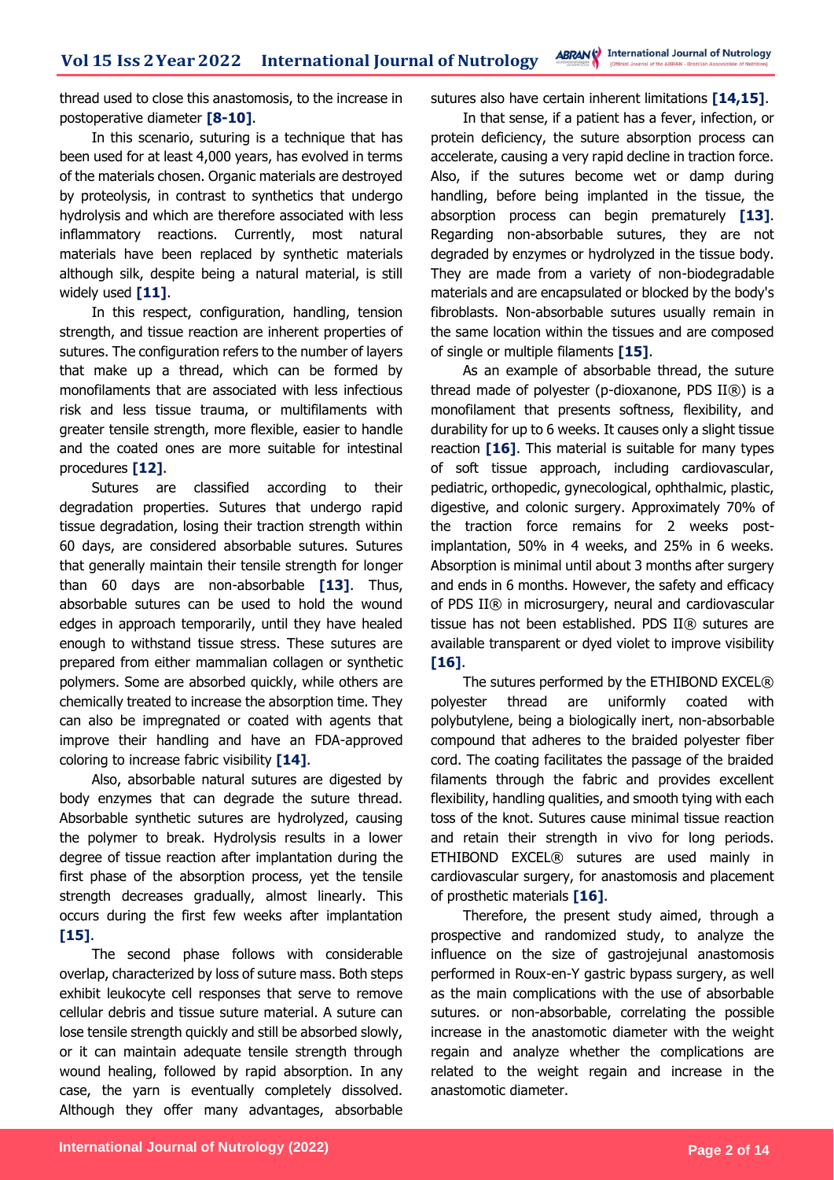thread used to close this anastomosis, to the increase in postoperative diameter **[8-10]**.

In this scenario, suturing is a technique that has been used for at least 4,000 years, has evolved in terms of the materials chosen. Organic materials are destroyed by proteolysis, in contrast to synthetics that undergo hydrolysis and which are therefore associated with less inflammatory reactions. Currently, most natural materials have been replaced by synthetic materials although silk, despite being a natural material, is still widely used **[11]**.

In this respect, configuration, handling, tension strength, and tissue reaction are inherent properties of sutures. The configuration refers to the number of layers that make up a thread, which can be formed by monofilaments that are associated with less infectious risk and less tissue trauma, or multifilaments with greater tensile strength, more flexible, easier to handle and the coated ones are more suitable for intestinal procedures **[12]**.

Sutures are classified according to their degradation properties. Sutures that undergo rapid tissue degradation, losing their traction strength within 60 days, are considered absorbable sutures. Sutures that generally maintain their tensile strength for longer than 60 days are non-absorbable **[13]**. Thus, absorbable sutures can be used to hold the wound edges in approach temporarily, until they have healed enough to withstand tissue stress. These sutures are prepared from either mammalian collagen or synthetic polymers. Some are absorbed quickly, while others are chemically treated to increase the absorption time. They can also be impregnated or coated with agents that improve their handling and have an FDA-approved coloring to increase fabric visibility **[14]**.

Also, absorbable natural sutures are digested by body enzymes that can degrade the suture thread. Absorbable synthetic sutures are hydrolyzed, causing the polymer to break. Hydrolysis results in a lower degree of tissue reaction after implantation during the first phase of the absorption process, yet the tensile strength decreases gradually, almost linearly. This occurs during the first few weeks after implantation **[15]**.

The second phase follows with considerable overlap, characterized by loss of suture mass. Both steps exhibit leukocyte cell responses that serve to remove cellular debris and tissue suture material. A suture can lose tensile strength quickly and still be absorbed slowly, or it can maintain adequate tensile strength through wound healing, followed by rapid absorption. In any case, the yarn is eventually completely dissolved. Although they offer many advantages, absorbable sutures also have certain inherent limitations **[14,15]**.

In that sense, if a patient has a fever, infection, or protein deficiency, the suture absorption process can accelerate, causing a very rapid decline in traction force. Also, if the sutures become wet or damp during handling, before being implanted in the tissue, the absorption process can begin prematurely **[13]**. Regarding non-absorbable sutures, they are not degraded by enzymes or hydrolyzed in the tissue body. They are made from a variety of non-biodegradable materials and are encapsulated or blocked by the body's fibroblasts. Non-absorbable sutures usually remain in the same location within the tissues and are composed of single or multiple filaments **[15]**.

As an example of absorbable thread, the suture thread made of polyester (p-dioxanone, PDS II®) is a monofilament that presents softness, flexibility, and durability for up to 6 weeks. It causes only a slight tissue reaction **[16]**. This material is suitable for many types of soft tissue approach, including cardiovascular, pediatric, orthopedic, gynecological, ophthalmic, plastic, digestive, and colonic surgery. Approximately 70% of the traction force remains for 2 weeks post-implantation, 50% in 4 weeks, and 25% in 6 weeks. Absorption is minimal until about 3 months after surgery and ends in 6 months. However, the safety and efficacy of PDS II® in microsurgery, neural and cardiovascular tissue has not been established. PDS II® sutures are available transparent or dyed violet to improve visibility **[16]**.

The sutures performed by the ETHIBOND EXCEL® polyester thread are uniformly coated with polybutylene, being a biologically inert, non-absorbable compound that adheres to the braided polyester fiber cord. The coating facilitates the passage of the braided filaments through the fabric and provides excellent flexibility, handling qualities, and smooth tying with each toss of the knot. Sutures cause minimal tissue reaction and retain their strength in vivo for long periods. ETHIBOND EXCEL® sutures are used mainly in cardiovascular surgery, for anastomosis and placement of prosthetic materials **[16]**.

Therefore, the present study aimed, through a prospective and randomized study, to analyze the influence on the size of gastrojejunal anastomosis performed in Roux-en-Y gastric bypass surgery, as well as the main complications with the use of absorbable sutures. or non-absorbable, correlating the possible increase in the anastomotic diameter with the weight regain and analyze whether the complications are related to the weight regain and increase in the anastomotic diameter.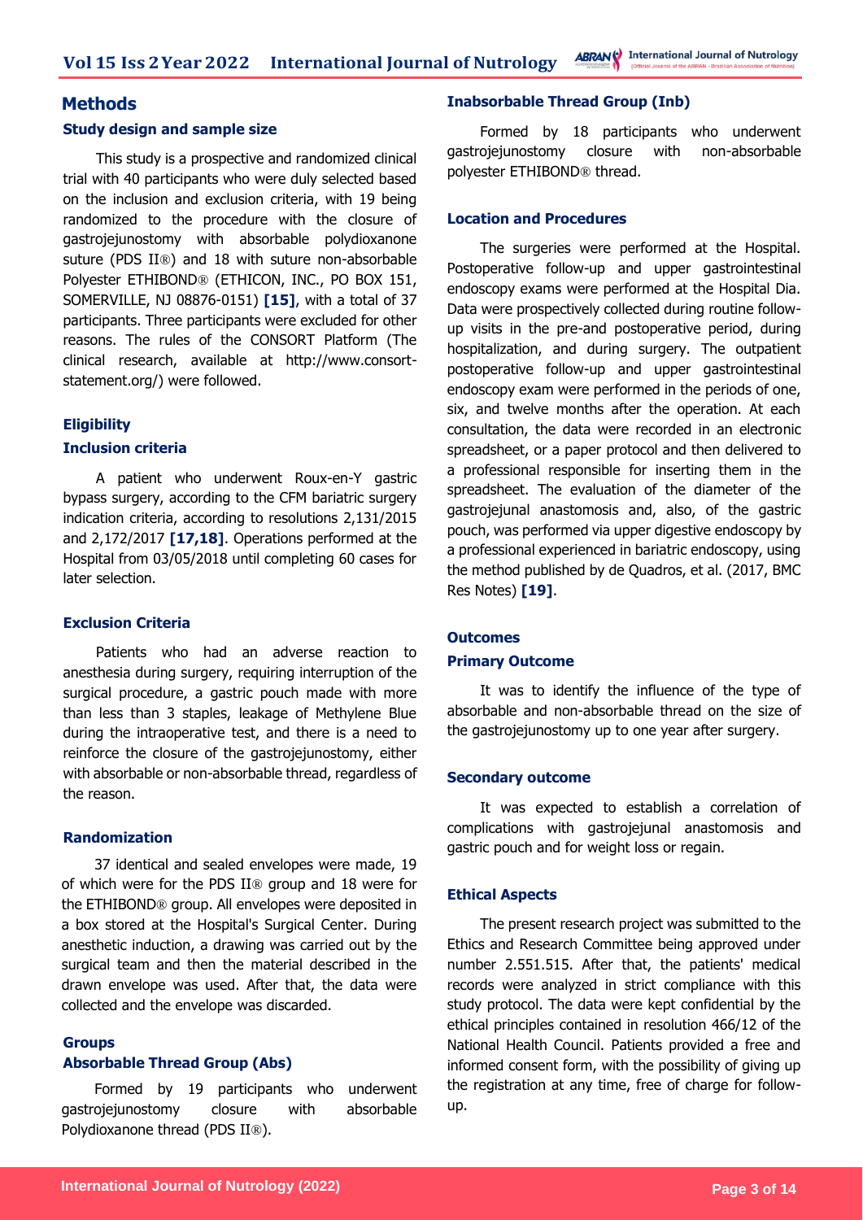## Methods

### Study design and sample size

This study is a prospective and randomized clinical trial with 40 participants who were duly selected based on the inclusion and exclusion criteria, with 19 being randomized to the procedure with the closure of gastrojejunostomy with absorbable polydioxanone suture (PDS II®) and 18 with suture non-absorbable Polyester ETHIBOND® (ETHICON, INC., PO BOX 151, SOMERVILLE, NJ 08876-0151) **[15]**, with a total of 37 participants. Three participants were excluded for other reasons. The rules of the CONSORT Platform (The clinical research, available at http://www.consort-statement.org/) were followed.

### Eligibility

### Inclusion criteria

A patient who underwent Roux-en-Y gastric bypass surgery, according to the CFM bariatric surgery indication criteria, according to resolutions 2,131/2015 and 2,172/2017 **[17,18]**. Operations performed at the Hospital from 03/05/2018 until completing 60 cases for later selection.

### Exclusion Criteria

Patients who had an adverse reaction to anesthesia during surgery, requiring interruption of the surgical procedure, a gastric pouch made with more than less than 3 staples, leakage of Methylene Blue during the intraoperative test, and there is a need to reinforce the closure of the gastrojejunostomy, either with absorbable or non-absorbable thread, regardless of the reason.

### Randomization

37 identical and sealed envelopes were made, 19 of which were for the PDS II® group and 18 were for the ETHIBOND® group. All envelopes were deposited in a box stored at the Hospital's Surgical Center. During anesthetic induction, a drawing was carried out by the surgical team and then the material described in the drawn envelope was used. After that, the data were collected and the envelope was discarded.

### Groups

### Absorbable Thread Group (Abs)

Formed by 19 participants who underwent gastrojejunostomy closure with absorbable Polydioxanone thread (PDS II®).

### Inabsorbable Thread Group (Inb)

Formed by 18 participants who underwent gastrojejunostomy closure with non-absorbable polyester ETHIBOND® thread.

### Location and Procedures

The surgeries were performed at the Hospital. Postoperative follow-up and upper gastrointestinal endoscopy exams were performed at the Hospital Dia. Data were prospectively collected during routine follow-up visits in the pre-and postoperative period, during hospitalization, and during surgery. The outpatient postoperative follow-up and upper gastrointestinal endoscopy exam were performed in the periods of one, six, and twelve months after the operation. At each consultation, the data were recorded in an electronic spreadsheet, or a paper protocol and then delivered to a professional responsible for inserting them in the spreadsheet. The evaluation of the diameter of the gastrojejunal anastomosis and, also, of the gastric pouch, was performed via upper digestive endoscopy by a professional experienced in bariatric endoscopy, using the method published by de Quadros, et al. (2017, BMC Res Notes) **[19]**.

### Outcomes

### Primary Outcome

It was to identify the influence of the type of absorbable and non-absorbable thread on the size of the gastrojejunostomy up to one year after surgery.

### Secondary outcome

It was expected to establish a correlation of complications with gastrojejunal anastomosis and gastric pouch and for weight loss or regain.

### Ethical Aspects

The present research project was submitted to the Ethics and Research Committee being approved under number 2.551.515. After that, the patients' medical records were analyzed in strict compliance with this study protocol. The data were kept confidential by the ethical principles contained in resolution 466/12 of the National Health Council. Patients provided a free and informed consent form, with the possibility of giving up the registration at any time, free of charge for follow-up.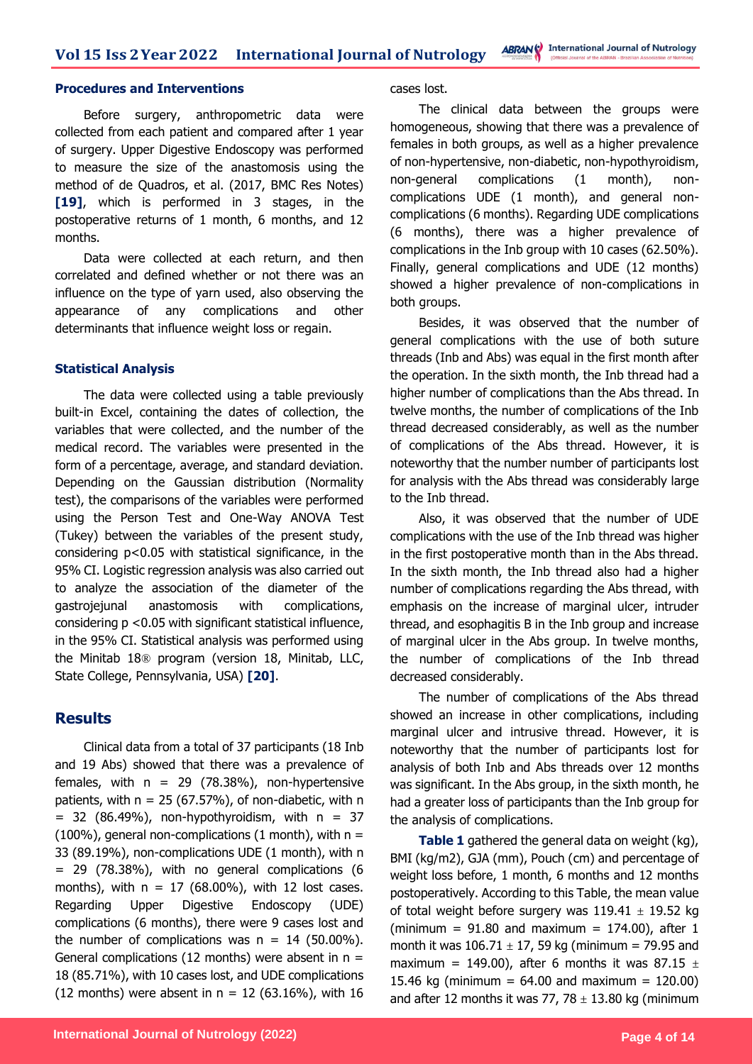#### Procedures and Interventions

Before surgery, anthropometric data were collected from each patient and compared after 1 year of surgery. Upper Digestive Endoscopy was performed to measure the size of the anastomosis using the method of de Quadros, et al. (2017, BMC Res Notes) **[19]**, which is performed in 3 stages, in the postoperative returns of 1 month, 6 months, and 12 months.

Data were collected at each return, and then correlated and defined whether or not there was an influence on the type of yarn used, also observing the appearance of any complications and other determinants that influence weight loss or regain.

#### Statistical Analysis

The data were collected using a table previously built-in Excel, containing the dates of collection, the variables that were collected, and the number of the medical record. The variables were presented in the form of a percentage, average, and standard deviation. Depending on the Gaussian distribution (Normality test), the comparisons of the variables were performed using the Person Test and One-Way ANOVA Test (Tukey) between the variables of the present study, considering $p<0.05$ with statistical significance, in the 95% CI. Logistic regression analysis was also carried out to analyze the association of the diameter of the gastrojejunal anastomosis with complications, considering $p < 0.05$ with significant statistical influence, in the 95% CI. Statistical analysis was performed using the Minitab 18® program (version 18, Minitab, LLC, State College, Pennsylvania, USA) **[20]**.

## Results

Clinical data from a total of 37 participants (18 Inb and 19 Abs) showed that there was a prevalence of females, with n = 29 (78.38%), non-hypertensive patients, with n = 25 (67.57%), of non-diabetic, with n = 32 (86.49%), non-hypothyroidism, with n = 37 (100%), general non-complications (1 month), with n = 33 (89.19%), non-complications UDE (1 month), with n = 29 (78.38%), with no general complications (6 months), with n = 17 (68.00%), with 12 lost cases. Regarding Upper Digestive Endoscopy (UDE) complications (6 months), there were 9 cases lost and the number of complications was n = 14 (50.00%). General complications (12 months) were absent in n = 18 (85.71%), with 10 cases lost, and UDE complications (12 months) were absent in n = 12 (63.16%), with 16 cases lost.

The clinical data between the groups were homogeneous, showing that there was a prevalence of females in both groups, as well as a higher prevalence of non-hypertensive, non-diabetic, non-hypothyroidism, non-general complications (1 month), non-complications UDE (1 month), and general non-complications (6 months). Regarding UDE complications (6 months), there was a higher prevalence of complications in the Inb group with 10 cases (62.50%). Finally, general complications and UDE (12 months) showed a higher prevalence of non-complications in both groups.

Besides, it was observed that the number of general complications with the use of both suture threads (Inb and Abs) was equal in the first month after the operation. In the sixth month, the Inb thread had a higher number of complications than the Abs thread. In twelve months, the number of complications of the Inb thread decreased considerably, as well as the number of complications of the Abs thread. However, it is noteworthy that the number number of participants lost for analysis with the Abs thread was considerably large to the Inb thread.

Also, it was observed that the number of UDE complications with the use of the Inb thread was higher in the first postoperative month than in the Abs thread. In the sixth month, the Inb thread also had a higher number of complications regarding the Abs thread, with emphasis on the increase of marginal ulcer, intruder thread, and esophagitis B in the Inb group and increase of marginal ulcer in the Abs group. In twelve months, the number of complications of the Inb thread decreased considerably.

The number of complications of the Abs thread showed an increase in other complications, including marginal ulcer and intrusive thread. However, it is noteworthy that the number of participants lost for analysis of both Inb and Abs threads over 12 months was significant. In the Abs group, in the sixth month, he had a greater loss of participants than the Inb group for the analysis of complications.

**Table 1** gathered the general data on weight (kg), BMI (kg/m2), GJA (mm), Pouch (cm) and percentage of weight loss before, 1 month, 6 months and 12 months postoperatively. According to this Table, the mean value of total weight before surgery was 119.41 ± 19.52 kg (minimum = 91.80 and maximum = 174.00), after 1 month it was 106.71 ± 17, 59 kg (minimum = 79.95 and maximum = 149.00), after 6 months it was 87.15 ± 15.46 kg (minimum = 64.00 and maximum = 120.00) and after 12 months it was 77, 78 ± 13.80 kg (minimum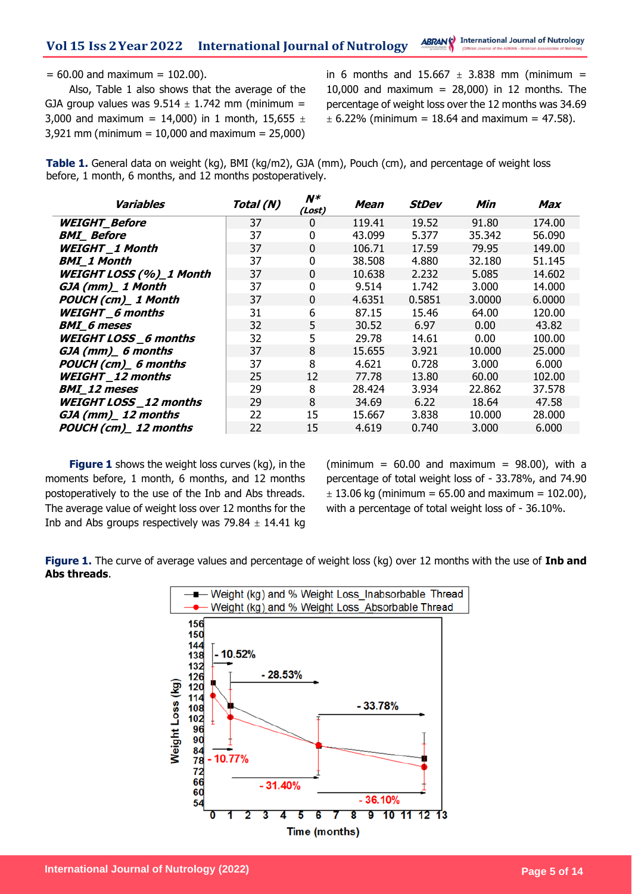= 60.00 and maximum = 102.00).

Also, Table 1 also shows that the average of the GJA group values was 9.514 ± 1.742 mm (minimum = 3,000 and maximum = 14,000) in 1 month, 15,655 ± 3,921 mm (minimum = 10,000 and maximum = 25,000) in 6 months and 15.667 ± 3.838 mm (minimum = 10,000 and maximum = 28,000) in 12 months. The percentage of weight loss over the 12 months was 34.69 ± 6.22% (minimum = 18.64 and maximum = 47.58).

**Table 1.** General data on weight (kg), BMI (kg/m2), GJA (mm), Pouch (cm), and percentage of weight loss before, 1 month, 6 months, and 12 months postoperatively.

| *Variables* | *Total (N)* | *N* (Lost)* | *Mean* | *StDev* | *Min* | *Max* |
|---|---|---|---|---|---|---|
| ***WEIGHT_Before*** | 37 | 0 | 119.41 | 19.52 | 91.80 | 174.00 |
| ***BMI_ Before*** | 37 | 0 | 43.099 | 5.377 | 35.342 | 56.090 |
| ***WEIGHT _1 Month*** | 37 | 0 | 106.71 | 17.59 | 79.95 | 149.00 |
| ***BMI_1 Month*** | 37 | 0 | 38.508 | 4.880 | 32.180 | 51.145 |
| ***WEIGHT LOSS (%)_1 Month*** | 37 | 0 | 10.638 | 2.232 | 5.085 | 14.602 |
| ***GJA (mm)_ 1 Month*** | 37 | 0 | 9.514 | 1.742 | 3.000 | 14.000 |
| ***POUCH (cm)_ 1 Month*** | 37 | 0 | 4.6351 | 0.5851 | 3.0000 | 6.0000 |
| ***WEIGHT _6 months*** | 31 | 6 | 87.15 | 15.46 | 64.00 | 120.00 |
| ***BMI_6 meses*** | 32 | 5 | 30.52 | 6.97 | 0.00 | 43.82 |
| ***WEIGHT LOSS _6 months*** | 32 | 5 | 29.78 | 14.61 | 0.00 | 100.00 |
| ***GJA (mm)_ 6 months*** | 37 | 8 | 15.655 | 3.921 | 10.000 | 25.000 |
| ***POUCH (cm)_ 6 months*** | 37 | 8 | 4.621 | 0.728 | 3.000 | 6.000 |
| ***WEIGHT _12 months*** | 25 | 12 | 77.78 | 13.80 | 60.00 | 102.00 |
| ***BMI_12 meses*** | 29 | 8 | 28.424 | 3.934 | 22.862 | 37.578 |
| ***WEIGHT LOSS _12 months*** | 29 | 8 | 34.69 | 6.22 | 18.64 | 47.58 |
| ***GJA (mm)_ 12 months*** | 22 | 15 | 15.667 | 3.838 | 10.000 | 28.000 |
| ***POUCH (cm)_ 12 months*** | 22 | 15 | 4.619 | 0.740 | 3.000 | 6.000 |

**Figure 1** shows the weight loss curves (kg), in the moments before, 1 month, 6 months, and 12 months postoperatively to the use of the Inb and Abs threads. The average value of weight loss over 12 months for the Inb and Abs groups respectively was 79.84 ± 14.41 kg (minimum = 60.00 and maximum = 98.00), with a percentage of total weight loss of - 33.78%, and 74.90 ± 13.06 kg (minimum = 65.00 and maximum = 102.00), with a percentage of total weight loss of - 36.10%.

**Figure 1.** The curve of average values and percentage of weight loss (kg) over 12 months with the use of **Inb and Abs threads**.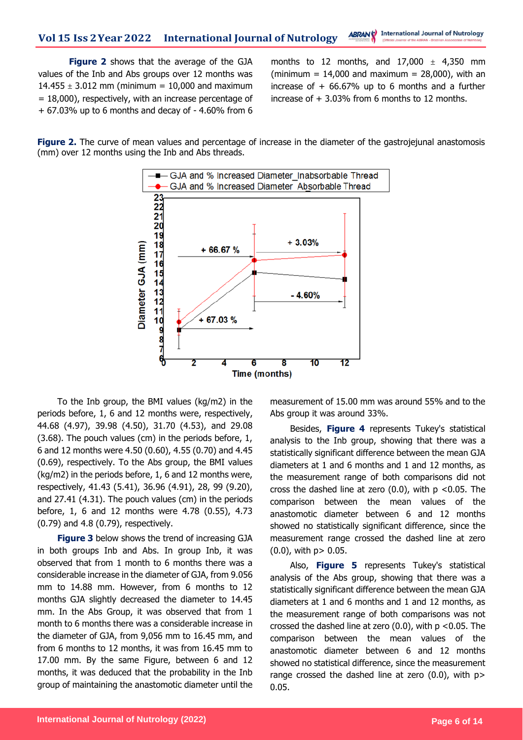**Figure 2** shows that the average of the GJA values of the Inb and Abs groups over 12 months was 14.455 ± 3.012 mm (minimum = 10,000 and maximum = 18,000), respectively, with an increase percentage of + 67.03% up to 6 months and decay of - 4.60% from 6 months to 12 months, and 17,000 ± 4,350 mm (minimum = 14,000 and maximum = 28,000), with an increase of + 66.67% up to 6 months and a further increase of + 3.03% from 6 months to 12 months.

**Figure 2.** The curve of mean values and percentage of increase in the diameter of the gastrojejunal anastomosis (mm) over 12 months using the Inb and Abs threads.

To the Inb group, the BMI values (kg/m2) in the periods before, 1, 6 and 12 months were, respectively, 44.68 (4.97), 39.98 (4.50), 31.70 (4.53), and 29.08 (3.68). The pouch values (cm) in the periods before, 1, 6 and 12 months were 4.50 (0.60), 4.55 (0.70) and 4.45 (0.69), respectively. To the Abs group, the BMI values (kg/m2) in the periods before, 1, 6 and 12 months were, respectively, 41.43 (5.41), 36.96 (4.91), 28, 99 (9.20), and 27.41 (4.31). The pouch values (cm) in the periods before, 1, 6 and 12 months were 4.78 (0.55), 4.73 (0.79) and 4.8 (0.79), respectively.

**Figure 3** below shows the trend of increasing GJA in both groups Inb and Abs. In group Inb, it was observed that from 1 month to 6 months there was a considerable increase in the diameter of GJA, from 9.056 mm to 14.88 mm. However, from 6 months to 12 months GJA slightly decreased the diameter to 14.45 mm. In the Abs Group, it was observed that from 1 month to 6 months there was a considerable increase in the diameter of GJA, from 9,056 mm to 16.45 mm, and from 6 months to 12 months, it was from 16.45 mm to 17.00 mm. By the same Figure, between 6 and 12 months, it was deduced that the probability in the Inb group of maintaining the anastomotic diameter until the measurement of 15.00 mm was around 55% and to the Abs group it was around 33%.

Besides, **Figure 4** represents Tukey's statistical analysis to the Inb group, showing that there was a statistically significant difference between the mean GJA diameters at 1 and 6 months and 1 and 12 months, as the measurement range of both comparisons did not cross the dashed line at zero (0.0), with p <0.05. The comparison between the mean values of the anastomotic diameter between 6 and 12 months showed no statistically significant difference, since the measurement range crossed the dashed line at zero (0.0), with p> 0.05.

Also, **Figure 5** represents Tukey's statistical analysis of the Abs group, showing that there was a statistically significant difference between the mean GJA diameters at 1 and 6 months and 1 and 12 months, as the measurement range of both comparisons was not crossed the dashed line at zero (0.0), with p <0.05. The comparison between the mean values of the anastomotic diameter between 6 and 12 months showed no statistical difference, since the measurement range crossed the dashed line at zero (0.0), with p> 0.05.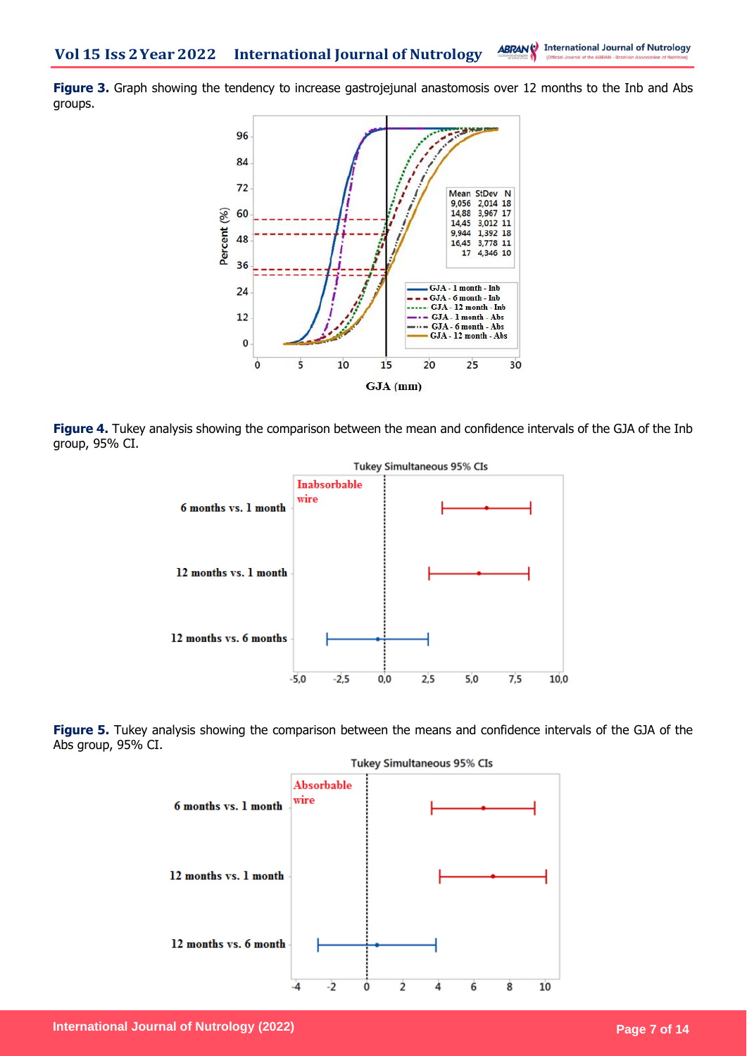**Figure 3.** Graph showing the tendency to increase gastrojejunal anastomosis over 12 months to the Inb and Abs groups.

**Figure 4.** Tukey analysis showing the comparison between the mean and confidence intervals of the GJA of the Inb group, 95% CI.

**Figure 5.** Tukey analysis showing the comparison between the means and confidence intervals of the GJA of the Abs group, 95% CI.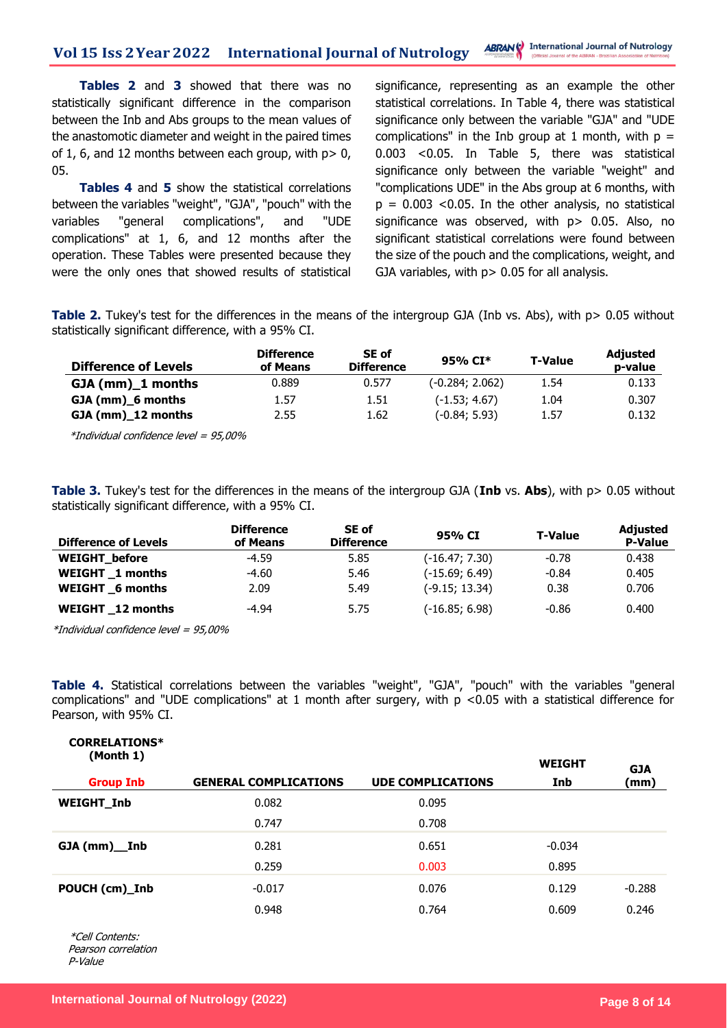**Tables 2** and **3** showed that there was no statistically significant difference in the comparison between the Inb and Abs groups to the mean values of the anastomotic diameter and weight in the paired times of 1, 6, and 12 months between each group, with p> 0, 05.

**Tables 4** and **5** show the statistical correlations between the variables "weight", "GJA", "pouch" with the variables "general complications", and "UDE complications" at 1, 6, and 12 months after the operation. These Tables were presented because they were the only ones that showed results of statistical significance, representing as an example the other statistical correlations. In Table 4, there was statistical significance only between the variable "GJA" and "UDE complications" in the Inb group at 1 month, with p = 0.003 <0.05. In Table 5, there was statistical significance only between the variable "weight" and "complications UDE" in the Abs group at 6 months, with p = 0.003 <0.05. In the other analysis, no statistical significance was observed, with p> 0.05. Also, no significant statistical correlations were found between the size of the pouch and the complications, weight, and GJA variables, with p> 0.05 for all analysis.

**Table 2.** Tukey's test for the differences in the means of the intergroup GJA (Inb vs. Abs), with p> 0.05 without statistically significant difference, with a 95% CI.

| Difference of Levels | Difference of Means | SE of Difference | 95% CI* | T-Value | Adjusted p-value |
|---|---|---|---|---|---|
| **GJA (mm)_1 months** | 0.889 | 0.577 | (-0.284; 2.062) | 1.54 | 0.133 |
| **GJA (mm)_6 months** | 1.57 | 1.51 | (-1.53; 4.67) | 1.04 | 0.307 |
| **GJA (mm)_12 months** | 2.55 | 1.62 | (-0.84; 5.93) | 1.57 | 0.132 |

*\*Individual confidence level = 95,00%*

**Table 3.** Tukey's test for the differences in the means of the intergroup GJA (**Inb** vs. **Abs**), with p> 0.05 without statistically significant difference, with a 95% CI.

| Difference of Levels | Difference of Means | SE of Difference | 95% CI | T-Value | Adjusted P-Value |
|---|---|---|---|---|---|
| **WEIGHT_before** | -4.59 | 5.85 | (-16.47; 7.30) | -0.78 | 0.438 |
| **WEIGHT _1 months** | -4.60 | 5.46 | (-15.69; 6.49) | -0.84 | 0.405 |
| **WEIGHT _6 months** | 2.09 | 5.49 | (-9.15; 13.34) | 0.38 | 0.706 |
| **WEIGHT _12 months** | -4.94 | 5.75 | (-16.85; 6.98) | -0.86 | 0.400 |

*\*Individual confidence level = 95,00%*

**Table 4.** Statistical correlations between the variables "weight", "GJA", "pouch" with the variables "general complications" and "UDE complications" at 1 month after surgery, with p <0.05 with a statistical difference for Pearson, with 95% CI.

**CORRELATIONS\* (Month 1)**

| Group Inb | GENERAL COMPLICATIONS | UDE COMPLICATIONS | WEIGHT Inb | GJA (mm) |
|---|---|---|---|---|
| **WEIGHT_Inb** | 0.082 | 0.095 | | |
| | 0.747 | 0.708 | | |
| **GJA (mm)__Inb** | 0.281 | 0.651 | -0.034 | |
| | 0.259 | 0.003 | 0.895 | |
| **POUCH (cm)_Inb** | -0.017 | 0.076 | 0.129 | -0.288 |
| | 0.948 | 0.764 | 0.609 | 0.246 |

*\*Cell Contents:*
*Pearson correlation*
*P-Value*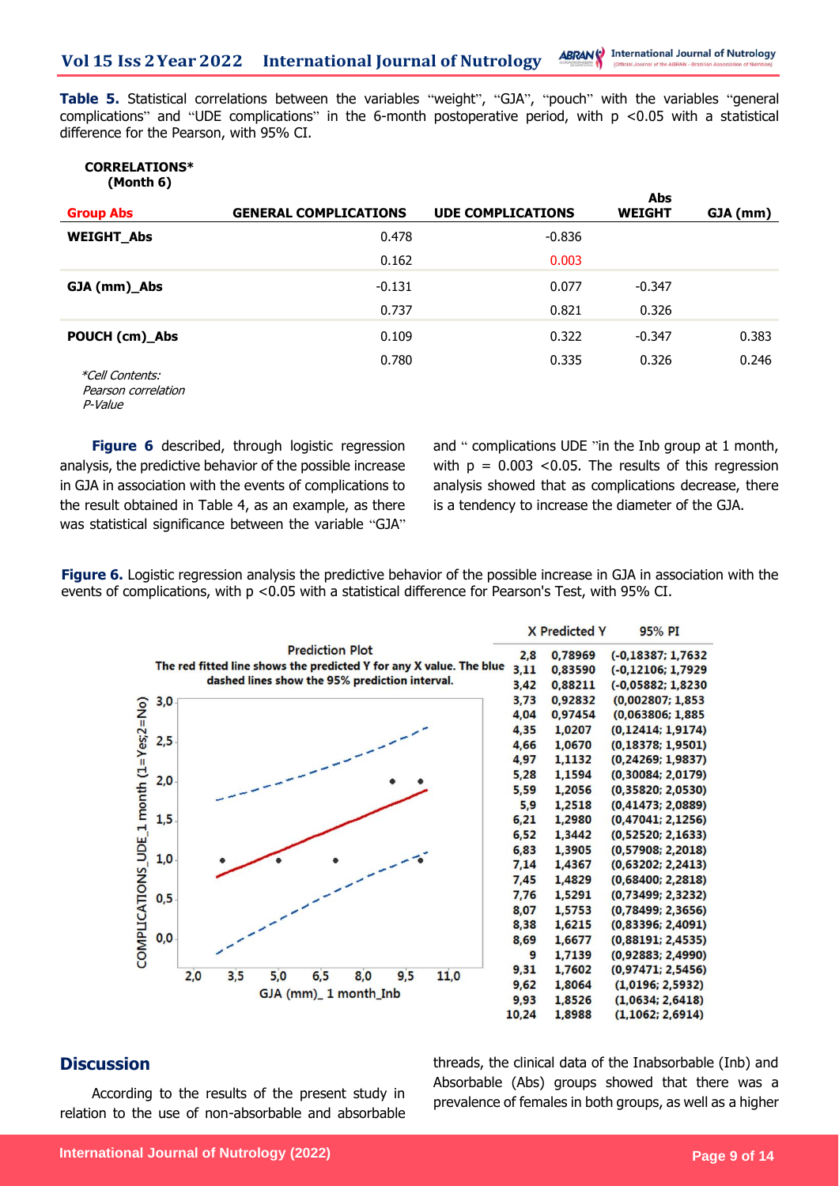**Table 5.** Statistical correlations between the variables "weight", "GJA", "pouch" with the variables "general complications" and "UDE complications" in the 6-month postoperative period, with p <0.05 with a statistical difference for the Pearson, with 95% CI.

**CORRELATIONS* (Month 6)**

| Group Abs | GENERAL COMPLICATIONS | UDE COMPLICATIONS | Abs WEIGHT | GJA (mm) |
|---|---|---|---|---|
| **WEIGHT_Abs** | 0.478 | -0.836 | | |
| | 0.162 | 0.003 | | |
| **GJA (mm)_Abs** | -0.131 | 0.077 | -0.347 | |
| | 0.737 | 0.821 | 0.326 | |
| **POUCH (cm)_Abs** | 0.109 | 0.322 | -0.347 | 0.383 |
| | 0.780 | 0.335 | 0.326 | 0.246 |

*\*Cell Contents: Pearson correlation P-Value*

**Figure 6** described, through logistic regression analysis, the predictive behavior of the possible increase in GJA in association with the events of complications to the result obtained in Table 4, as an example, as there was statistical significance between the variable "GJA" and " complications UDE "in the Inb group at 1 month, with p = 0.003 <0.05. The results of this regression analysis showed that as complications decrease, there is a tendency to increase the diameter of the GJA.

**Figure 6.** Logistic regression analysis the predictive behavior of the possible increase in GJA in association with the events of complications, with p <0.05 with a statistical difference for Pearson's Test, with 95% CI.

Prediction Plot
The red fitted line shows the predicted Y for any X value. The blue dashed lines show the 95% prediction interval.

| X | Predicted Y | 95% PI |
|---|---|---|
| 2,8 | 0,78969 | (-0,18387; 1,7632 |
| 3,11 | 0,83590 | (-0,12106; 1,7929 |
| 3,42 | 0,88211 | (-0,05882; 1,8230 |
| 3,73 | 0,92832 | (0,002807; 1,853 |
| 4,04 | 0,97454 | (0,063806; 1,885 |
| 4,35 | 1,0207 | (0,12414; 1,9174) |
| 4,66 | 1,0670 | (0,18378; 1,9501) |
| 4,97 | 1,1132 | (0,24269; 1,9837) |
| 5,28 | 1,1594 | (0,30084; 2,0179) |
| 5,59 | 1,2056 | (0,35820; 2,0530) |
| 5,9 | 1,2518 | (0,41473; 2,0889) |
| 6,21 | 1,2980 | (0,47041; 2,1256) |
| 6,52 | 1,3442 | (0,52520; 2,1633) |
| 6,83 | 1,3905 | (0,57908; 2,2018) |
| 7,14 | 1,4367 | (0,63202; 2,2413) |
| 7,45 | 1,4829 | (0,68400; 2,2818) |
| 7,76 | 1,5291 | (0,73499; 2,3232) |
| 8,07 | 1,5753 | (0,78499; 2,3656) |
| 8,38 | 1,6215 | (0,83396; 2,4091) |
| 8,69 | 1,6677 | (0,88191; 2,4535) |
| 9 | 1,7139 | (0,92883; 2,4990) |
| 9,31 | 1,7602 | (0,97471; 2,5456) |
| 9,62 | 1,8064 | (1,0196; 2,5932) |
| 9,93 | 1,8526 | (1,0634; 2,6418) |
| 10,24 | 1,8988 | (1,1062; 2,6914) |

## Discussion

According to the results of the present study in relation to the use of non-absorbable and absorbable threads, the clinical data of the Inabsorbable (Inb) and Absorbable (Abs) groups showed that there was a prevalence of females in both groups, as well as a higher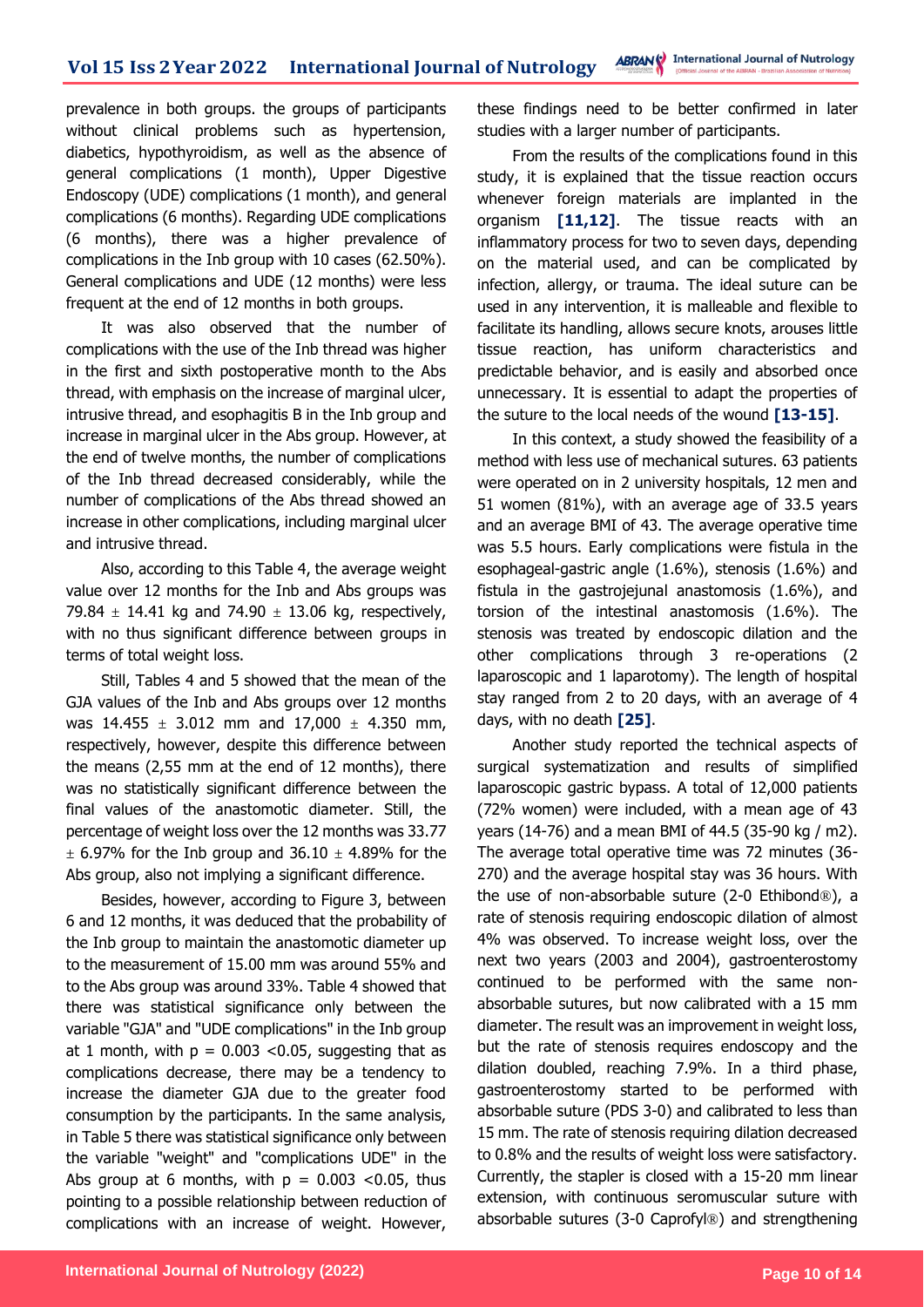prevalence in both groups. the groups of participants without clinical problems such as hypertension, diabetics, hypothyroidism, as well as the absence of general complications (1 month), Upper Digestive Endoscopy (UDE) complications (1 month), and general complications (6 months). Regarding UDE complications (6 months), there was a higher prevalence of complications in the Inb group with 10 cases (62.50%). General complications and UDE (12 months) were less frequent at the end of 12 months in both groups.

It was also observed that the number of complications with the use of the Inb thread was higher in the first and sixth postoperative month to the Abs thread, with emphasis on the increase of marginal ulcer, intrusive thread, and esophagitis B in the Inb group and increase in marginal ulcer in the Abs group. However, at the end of twelve months, the number of complications of the Inb thread decreased considerably, while the number of complications of the Abs thread showed an increase in other complications, including marginal ulcer and intrusive thread.

Also, according to this Table 4, the average weight value over 12 months for the Inb and Abs groups was 79.84 ± 14.41 kg and 74.90 ± 13.06 kg, respectively, with no thus significant difference between groups in terms of total weight loss.

Still, Tables 4 and 5 showed that the mean of the GJA values of the Inb and Abs groups over 12 months was 14.455 ± 3.012 mm and 17,000 ± 4.350 mm, respectively, however, despite this difference between the means (2,55 mm at the end of 12 months), there was no statistically significant difference between the final values of the anastomotic diameter. Still, the percentage of weight loss over the 12 months was 33.77 ± 6.97% for the Inb group and 36.10 ± 4.89% for the Abs group, also not implying a significant difference.

Besides, however, according to Figure 3, between 6 and 12 months, it was deduced that the probability of the Inb group to maintain the anastomotic diameter up to the measurement of 15.00 mm was around 55% and to the Abs group was around 33%. Table 4 showed that there was statistical significance only between the variable "GJA" and "UDE complications" in the Inb group at 1 month, with $p = 0.003 < 0.05$, suggesting that as complications decrease, there may be a tendency to increase the diameter GJA due to the greater food consumption by the participants. In the same analysis, in Table 5 there was statistical significance only between the variable "weight" and "complications UDE" in the Abs group at 6 months, with $p = 0.003 < 0.05$, thus pointing to a possible relationship between reduction of complications with an increase of weight. However, these findings need to be better confirmed in later studies with a larger number of participants.

From the results of the complications found in this study, it is explained that the tissue reaction occurs whenever foreign materials are implanted in the organism **[11,12]**. The tissue reacts with an inflammatory process for two to seven days, depending on the material used, and can be complicated by infection, allergy, or trauma. The ideal suture can be used in any intervention, it is malleable and flexible to facilitate its handling, allows secure knots, arouses little tissue reaction, has uniform characteristics and predictable behavior, and is easily and absorbed once unnecessary. It is essential to adapt the properties of the suture to the local needs of the wound **[13-15]**.

In this context, a study showed the feasibility of a method with less use of mechanical sutures. 63 patients were operated on in 2 university hospitals, 12 men and 51 women (81%), with an average age of 33.5 years and an average BMI of 43. The average operative time was 5.5 hours. Early complications were fistula in the esophageal-gastric angle (1.6%), stenosis (1.6%) and fistula in the gastrojejunal anastomosis (1.6%), and torsion of the intestinal anastomosis (1.6%). The stenosis was treated by endoscopic dilation and the other complications through 3 re-operations (2 laparoscopic and 1 laparotomy). The length of hospital stay ranged from 2 to 20 days, with an average of 4 days, with no death **[25]**.

Another study reported the technical aspects of surgical systematization and results of simplified laparoscopic gastric bypass. A total of 12,000 patients (72% women) were included, with a mean age of 43 years (14-76) and a mean BMI of 44.5 (35-90 kg / m2). The average total operative time was 72 minutes (36-270) and the average hospital stay was 36 hours. With the use of non-absorbable suture (2-0 Ethibond®), a rate of stenosis requiring endoscopic dilation of almost 4% was observed. To increase weight loss, over the next two years (2003 and 2004), gastroenterostomy continued to be performed with the same non-absorbable sutures, but now calibrated with a 15 mm diameter. The result was an improvement in weight loss, but the rate of stenosis requires endoscopy and the dilation doubled, reaching 7.9%. In a third phase, gastroenterostomy started to be performed with absorbable suture (PDS 3-0) and calibrated to less than 15 mm. The rate of stenosis requiring dilation decreased to 0.8% and the results of weight loss were satisfactory. Currently, the stapler is closed with a 15-20 mm linear extension, with continuous seromuscular suture with absorbable sutures (3-0 Caprofyl®) and strengthening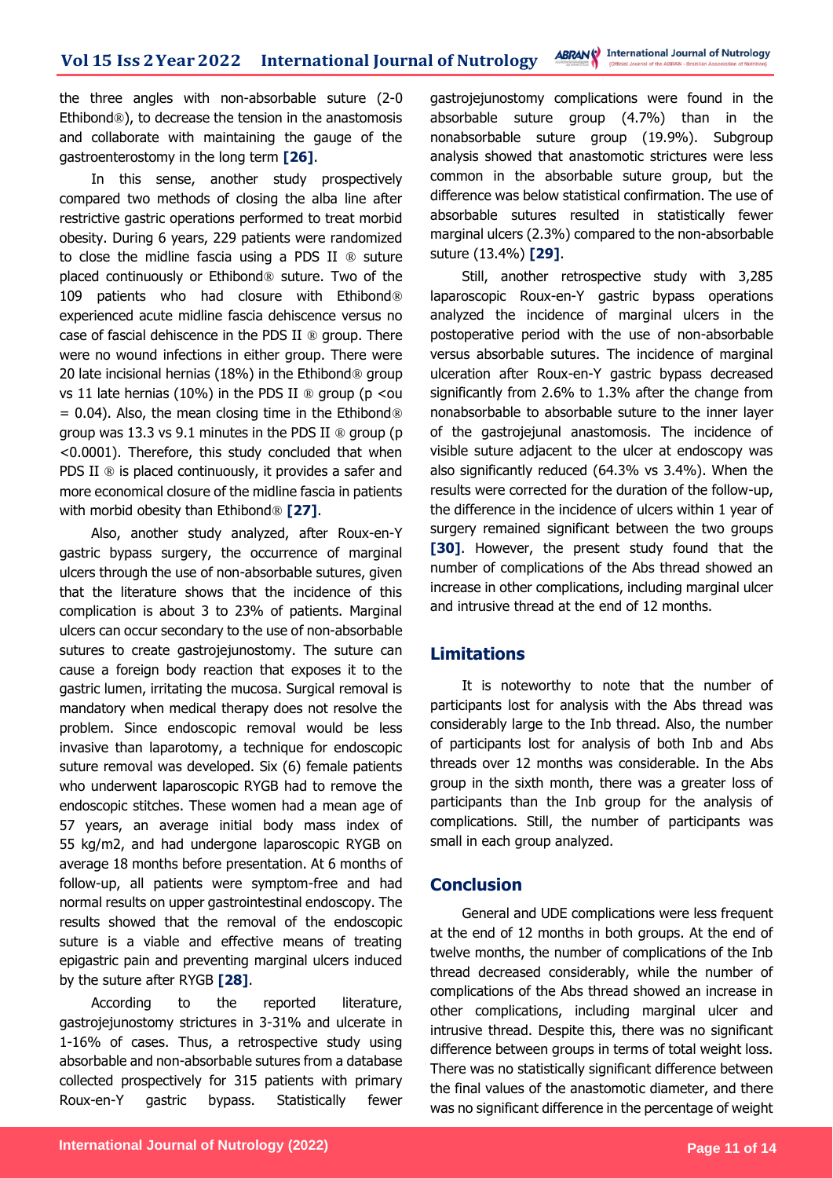the three angles with non-absorbable suture (2-0 Ethibond®), to decrease the tension in the anastomosis and collaborate with maintaining the gauge of the gastroenterostomy in the long term **[26]**.

In this sense, another study prospectively compared two methods of closing the alba line after restrictive gastric operations performed to treat morbid obesity. During 6 years, 229 patients were randomized to close the midline fascia using a PDS II ® suture placed continuously or Ethibond® suture. Two of the 109 patients who had closure with Ethibond® experienced acute midline fascia dehiscence versus no case of fascial dehiscence in the PDS II ® group. There were no wound infections in either group. There were 20 late incisional hernias (18%) in the Ethibond® group vs 11 late hernias (10%) in the PDS II ® group (p <ou = 0.04). Also, the mean closing time in the Ethibond® group was 13.3 vs 9.1 minutes in the PDS II ® group (p <0.0001). Therefore, this study concluded that when PDS II ® is placed continuously, it provides a safer and more economical closure of the midline fascia in patients with morbid obesity than Ethibond® **[27]**.

Also, another study analyzed, after Roux-en-Y gastric bypass surgery, the occurrence of marginal ulcers through the use of non-absorbable sutures, given that the literature shows that the incidence of this complication is about 3 to 23% of patients. Marginal ulcers can occur secondary to the use of non-absorbable sutures to create gastrojejunostomy. The suture can cause a foreign body reaction that exposes it to the gastric lumen, irritating the mucosa. Surgical removal is mandatory when medical therapy does not resolve the problem. Since endoscopic removal would be less invasive than laparotomy, a technique for endoscopic suture removal was developed. Six (6) female patients who underwent laparoscopic RYGB had to remove the endoscopic stitches. These women had a mean age of 57 years, an average initial body mass index of 55 kg/m2, and had undergone laparoscopic RYGB on average 18 months before presentation. At 6 months of follow-up, all patients were symptom-free and had normal results on upper gastrointestinal endoscopy. The results showed that the removal of the endoscopic suture is a viable and effective means of treating epigastric pain and preventing marginal ulcers induced by the suture after RYGB **[28]**.

According to the reported literature, gastrojejunostomy strictures in 3-31% and ulcerate in 1-16% of cases. Thus, a retrospective study using absorbable and non-absorbable sutures from a database collected prospectively for 315 patients with primary Roux-en-Y gastric bypass. Statistically fewer gastrojejunostomy complications were found in the absorbable suture group (4.7%) than in the nonabsorbable suture group (19.9%). Subgroup analysis showed that anastomotic strictures were less common in the absorbable suture group, but the difference was below statistical confirmation. The use of absorbable sutures resulted in statistically fewer marginal ulcers (2.3%) compared to the non-absorbable suture (13.4%) **[29]**.

Still, another retrospective study with 3,285 laparoscopic Roux-en-Y gastric bypass operations analyzed the incidence of marginal ulcers in the postoperative period with the use of non-absorbable versus absorbable sutures. The incidence of marginal ulceration after Roux-en-Y gastric bypass decreased significantly from 2.6% to 1.3% after the change from nonabsorbable to absorbable suture to the inner layer of the gastrojejunal anastomosis. The incidence of visible suture adjacent to the ulcer at endoscopy was also significantly reduced (64.3% vs 3.4%). When the results were corrected for the duration of the follow-up, the difference in the incidence of ulcers within 1 year of surgery remained significant between the two groups **[30]**. However, the present study found that the number of complications of the Abs thread showed an increase in other complications, including marginal ulcer and intrusive thread at the end of 12 months.

## Limitations

It is noteworthy to note that the number of participants lost for analysis with the Abs thread was considerably large to the Inb thread. Also, the number of participants lost for analysis of both Inb and Abs threads over 12 months was considerable. In the Abs group in the sixth month, there was a greater loss of participants than the Inb group for the analysis of complications. Still, the number of participants was small in each group analyzed.

## Conclusion

General and UDE complications were less frequent at the end of 12 months in both groups. At the end of twelve months, the number of complications of the Inb thread decreased considerably, while the number of complications of the Abs thread showed an increase in other complications, including marginal ulcer and intrusive thread. Despite this, there was no significant difference between groups in terms of total weight loss. There was no statistically significant difference between the final values of the anastomotic diameter, and there was no significant difference in the percentage of weight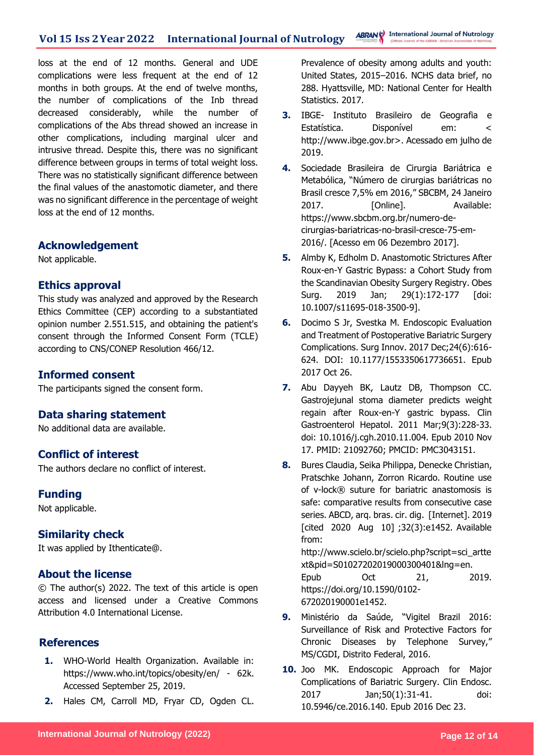loss at the end of 12 months. General and UDE complications were less frequent at the end of 12 months in both groups. At the end of twelve months, the number of complications of the Inb thread decreased considerably, while the number of complications of the Abs thread showed an increase in other complications, including marginal ulcer and intrusive thread. Despite this, there was no significant difference between groups in terms of total weight loss. There was no statistically significant difference between the final values of the anastomotic diameter, and there was no significant difference in the percentage of weight loss at the end of 12 months.

## Acknowledgement

Not applicable.

## Ethics approval

This study was analyzed and approved by the Research Ethics Committee (CEP) according to a substantiated opinion number 2.551.515, and obtaining the patient's consent through the Informed Consent Form (TCLE) according to CNS/CONEP Resolution 466/12.

## Informed consent

The participants signed the consent form.

## Data sharing statement

No additional data are available.

## Conflict of interest

The authors declare no conflict of interest.

## Funding

Not applicable.

## Similarity check

It was applied by Ithenticate@.

## About the license

© The author(s) 2022. The text of this article is open access and licensed under a Creative Commons Attribution 4.0 International License.

## References

1. WHO-World Health Organization. Available in: https://www.who.int/topics/obesity/en/ - 62k. Accessed September 25, 2019.
2. Hales CM, Carroll MD, Fryar CD, Ogden CL. Prevalence of obesity among adults and youth: United States, 2015–2016. NCHS data brief, no 288. Hyattsville, MD: National Center for Health Statistics. 2017.
3. IBGE- Instituto Brasileiro de Geografia e Estatística. Disponível em: < http://www.ibge.gov.br>. Acessado em julho de 2019.
4. Sociedade Brasileira de Cirurgia Bariátrica e Metabólica, "Número de cirurgias bariátricas no Brasil cresce 7,5% em 2016," SBCBM, 24 Janeiro 2017. [Online]. Available: https://www.sbcbm.org.br/numero-de-cirurgias-bariatricas-no-brasil-cresce-75-em-2016/. [Acesso em 06 Dezembro 2017].
5. Almby K, Edholm D. Anastomotic Strictures After Roux-en-Y Gastric Bypass: a Cohort Study from the Scandinavian Obesity Surgery Registry. Obes Surg. 2019 Jan; 29(1):172-177 [doi: 10.1007/s11695-018-3500-9].
6. Docimo S Jr, Svestka M. Endoscopic Evaluation and Treatment of Postoperative Bariatric Surgery Complications. Surg Innov. 2017 Dec;24(6):616-624. DOI: 10.1177/1553350617736651. Epub 2017 Oct 26.
7. Abu Dayyeh BK, Lautz DB, Thompson CC. Gastrojejunal stoma diameter predicts weight regain after Roux-en-Y gastric bypass. Clin Gastroenterol Hepatol. 2011 Mar;9(3):228-33. doi: 10.1016/j.cgh.2010.11.004. Epub 2010 Nov 17. PMID: 21092760; PMCID: PMC3043151.
8. Bures Claudia, Seika Philippa, Denecke Christian, Pratschke Johann, Zorron Ricardo. Routine use of v-lock® suture for bariatric anastomosis is safe: comparative results from consecutive case series. ABCD, arq. bras. cir. dig. [Internet]. 2019 [cited 2020 Aug 10] ;32(3):e1452. Available from: http://www.scielo.br/scielo.php?script=sci_arttext&pid=S010272020190003004018lng=en. Epub Oct 21, 2019. https://doi.org/10.1590/0102-672020190001e1452.
9. Ministério da Saúde, "Vigitel Brazil 2016: Surveillance of Risk and Protective Factors for Chronic Diseases by Telephone Survey," MS/CGDI, Distrito Federal, 2016.
10. Joo MK. Endoscopic Approach for Major Complications of Bariatric Surgery. Clin Endosc. 2017 Jan;50(1):31-41. doi: 10.5946/ce.2016.140. Epub 2016 Dec 23.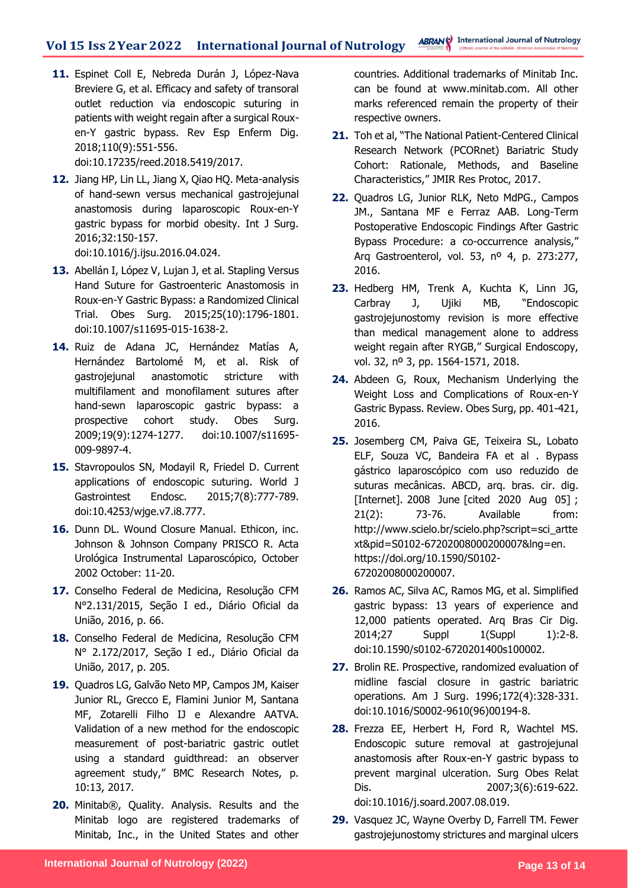11. Espinet Coll E, Nebreda Durán J, López-Nava Breviere G, et al. Efficacy and safety of transoral outlet reduction via endoscopic suturing in patients with weight regain after a surgical Roux-en-Y gastric bypass. Rev Esp Enferm Dig. 2018;110(9):551-556. doi:10.17235/reed.2018.5419/2017.
12. Jiang HP, Lin LL, Jiang X, Qiao HQ. Meta-analysis of hand-sewn versus mechanical gastrojejunal anastomosis during laparoscopic Roux-en-Y gastric bypass for morbid obesity. Int J Surg. 2016;32:150-157. doi:10.1016/j.ijsu.2016.04.024.
13. Abellán I, López V, Lujan J, et al. Stapling Versus Hand Suture for Gastroenteric Anastomosis in Roux-en-Y Gastric Bypass: a Randomized Clinical Trial. Obes Surg. 2015;25(10):1796-1801. doi:10.1007/s11695-015-1638-2.
14. Ruiz de Adana JC, Hernández Matías A, Hernández Bartolomé M, et al. Risk of gastrojejunal anastomotic stricture with multifilament and monofilament sutures after hand-sewn laparoscopic gastric bypass: a prospective cohort study. Obes Surg. 2009;19(9):1274-1277. doi:10.1007/s11695-009-9897-4.
15. Stavropoulos SN, Modayil R, Friedel D. Current applications of endoscopic suturing. World J Gastrointest Endosc. 2015;7(8):777-789. doi:10.4253/wjge.v7.i8.777.
16. Dunn DL. Wound Closure Manual. Ethicon, inc. Johnson & Johnson Company PRISCO R. Acta Urológica Instrumental Laparoscópico, October 2002 October: 11-20.
17. Conselho Federal de Medicina, Resolução CFM N°2.131/2015, Seção I ed., Diário Oficial da União, 2016, p. 66.
18. Conselho Federal de Medicina, Resolução CFM N° 2.172/2017, Seção I ed., Diário Oficial da União, 2017, p. 205.
19. Quadros LG, Galvão Neto MP, Campos JM, Kaiser Junior RL, Grecco E, Flamini Junior M, Santana MF, Zotarelli Filho IJ e Alexandre AATVA. Validation of a new method for the endoscopic measurement of post-bariatric gastric outlet using a standard guidthread: an observer agreement study," BMC Research Notes, p. 10:13, 2017.
20. Minitab®, Quality. Analysis. Results and the Minitab logo are registered trademarks of Minitab, Inc., in the United States and other countries. Additional trademarks of Minitab Inc. can be found at www.minitab.com. All other marks referenced remain the property of their respective owners.
21. Toh et al, "The National Patient-Centered Clinical Research Network (PCORnet) Bariatric Study Cohort: Rationale, Methods, and Baseline Characteristics," JMIR Res Protoc, 2017.
22. Quadros LG, Junior RLK, Neto MdPG., Campos JM., Santana MF e Ferraz AAB. Long-Term Postoperative Endoscopic Findings After Gastric Bypass Procedure: a co-occurrence analysis," Arq Gastroenterol, vol. 53, nº 4, p. 273:277, 2016.
23. Hedberg HM, Trenk A, Kuchta K, Linn JG, Carbray J, Ujiki MB, "Endoscopic gastrojejunostomy revision is more effective than medical management alone to address weight regain after RYGB," Surgical Endoscopy, vol. 32, nº 3, pp. 1564-1571, 2018.
24. Abdeen G, Roux, Mechanism Underlying the Weight Loss and Complications of Roux-en-Y Gastric Bypass. Review. Obes Surg, pp. 401-421, 2016.
25. Josemberg CM, Paiva GE, Teixeira SL, Lobato ELF, Souza VC, Bandeira FA et al . Bypass gástrico laparoscópico com uso reduzido de suturas mecânicas. ABCD, arq. bras. cir. dig. [Internet]. 2008 June [cited 2020 Aug 05] ; 21(2): 73-76. Available from: http://www.scielo.br/scielo.php?script=sci_arttext&pid=S0102-67202008000200007&lng=en. https://doi.org/10.1590/S0102-67202008000200007.
26. Ramos AC, Silva AC, Ramos MG, et al. Simplified gastric bypass: 13 years of experience and 12,000 patients operated. Arq Bras Cir Dig. 2014;27 Suppl 1(Suppl 1):2-8. doi:10.1590/s0102-6720201400s100002.
27. Brolin RE. Prospective, randomized evaluation of midline fascial closure in gastric bariatric operations. Am J Surg. 1996;172(4):328-331. doi:10.1016/S0002-9610(96)00194-8.
28. Frezza EE, Herbert H, Ford R, Wachtel MS. Endoscopic suture removal at gastrojejunal anastomosis after Roux-en-Y gastric bypass to prevent marginal ulceration. Surg Obes Relat Dis. 2007;3(6):619-622. doi:10.1016/j.soard.2007.08.019.
29. Vasquez JC, Wayne Overby D, Farrell TM. Fewer gastrojejunostomy strictures and marginal ulcers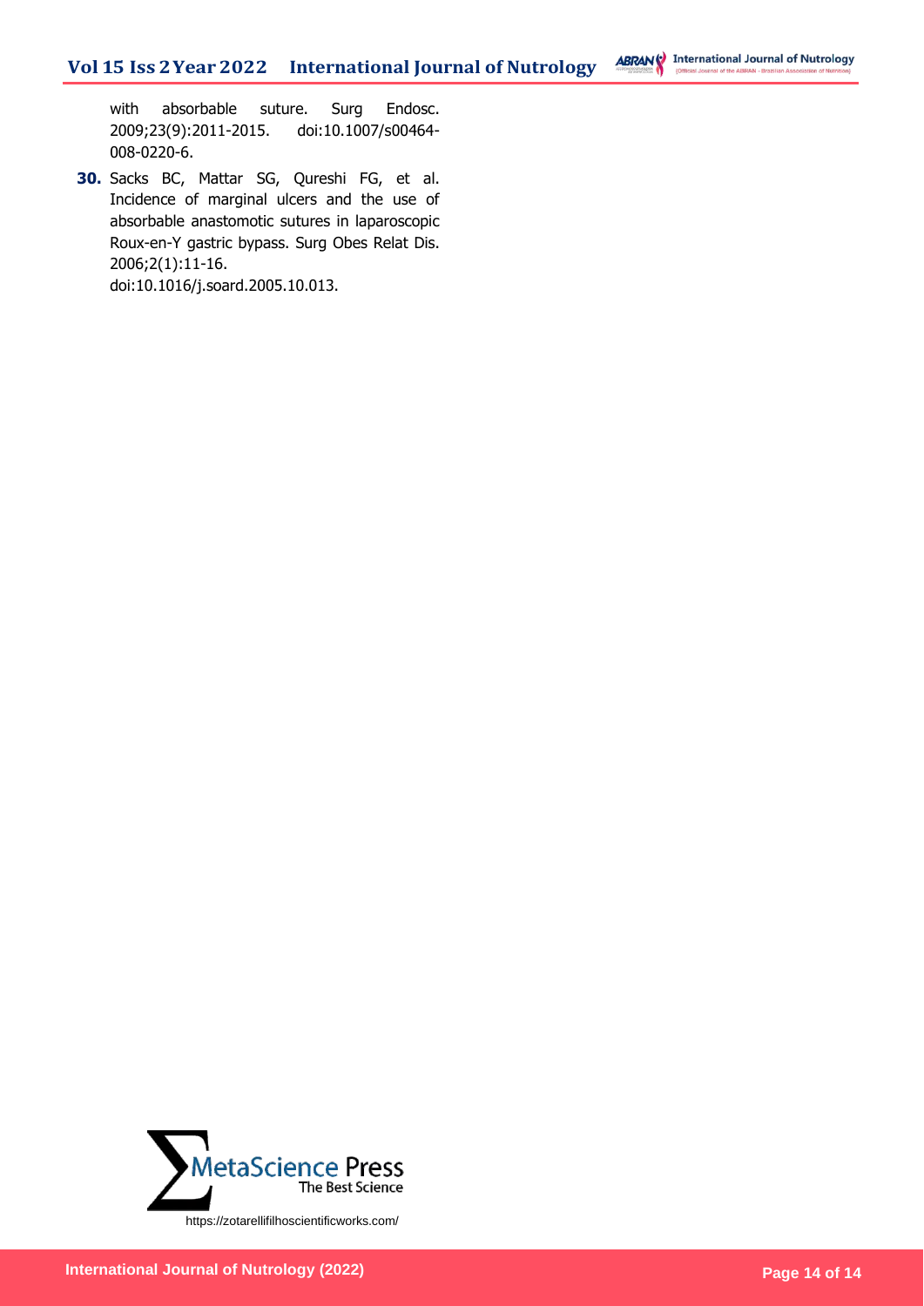with absorbable suture. Surg Endosc. 2009;23(9):2011-2015. doi:10.1007/s00464-008-0220-6.

**30.** Sacks BC, Mattar SG, Qureshi FG, et al. Incidence of marginal ulcers and the use of absorbable anastomotic sutures in laparoscopic Roux-en-Y gastric bypass. Surg Obes Relat Dis. 2006;2(1):11-16. doi:10.1016/j.soard.2005.10.013.

MetaScience Press
The Best Science
https://zotarellifilhoscientificworks.com/